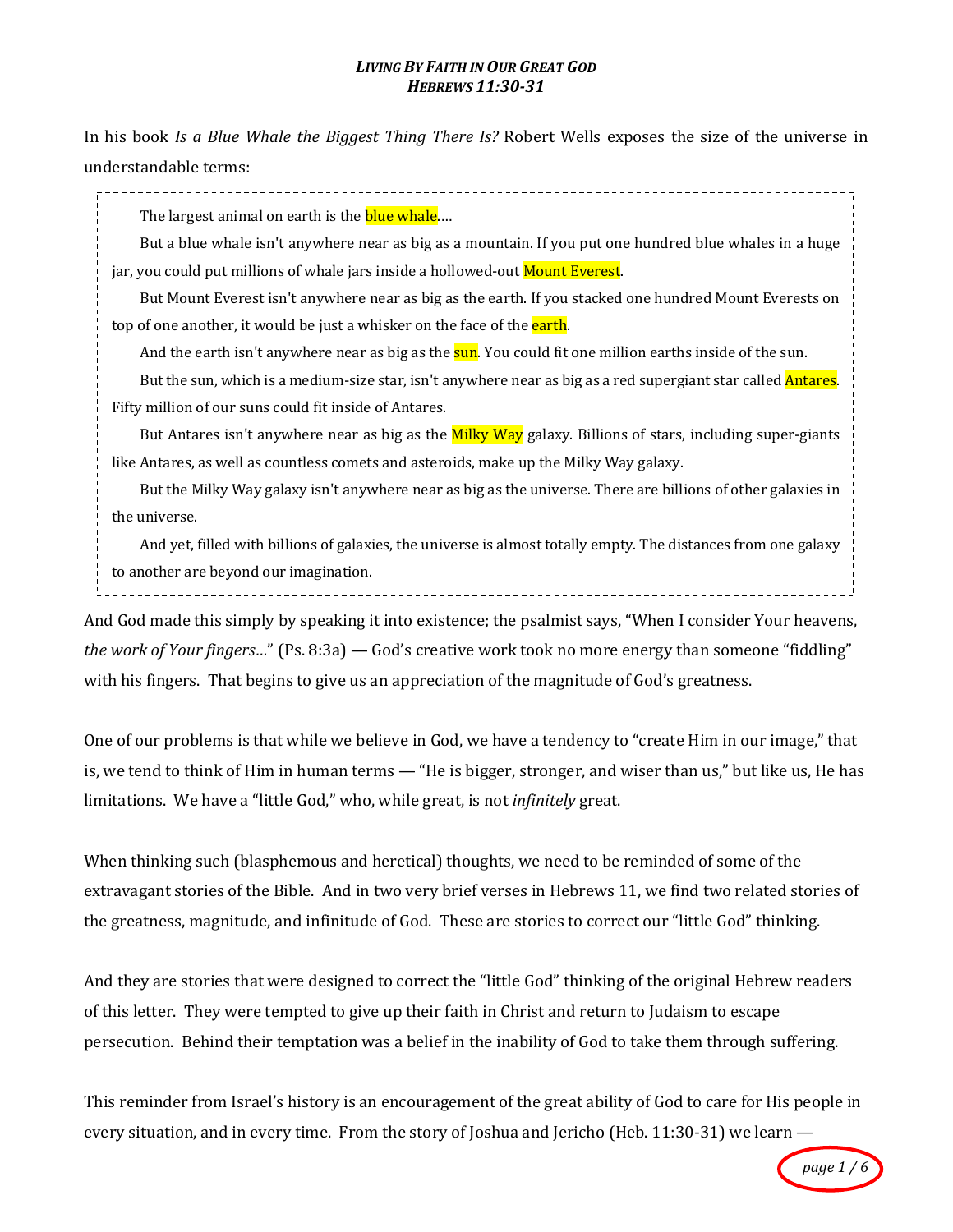# *LIVING BY FAITH IN OUR GREAT GOD*
## *HEBREWS 11:30-31*

In his book *Is a Blue Whale the Biggest Thing There Is?* Robert Wells exposes the size of the universe in understandable terms:

> The largest animal on earth is the blue whale.…
>
> But a blue whale isn't anywhere near as big as a mountain. If you put one hundred blue whales in a huge jar, you could put millions of whale jars inside a hollowed-out Mount Everest.
>
> But Mount Everest isn't anywhere near as big as the earth. If you stacked one hundred Mount Everests on top of one another, it would be just a whisker on the face of the earth.
>
> And the earth isn't anywhere near as big as the sun. You could fit one million earths inside of the sun.
>
> But the sun, which is a medium-size star, isn't anywhere near as big as a red supergiant star called Antares. Fifty million of our suns could fit inside of Antares.
>
> But Antares isn't anywhere near as big as the Milky Way galaxy. Billions of stars, including super-giants like Antares, as well as countless comets and asteroids, make up the Milky Way galaxy.
>
> But the Milky Way galaxy isn't anywhere near as big as the universe. There are billions of other galaxies in the universe.
>
> And yet, filled with billions of galaxies, the universe is almost totally empty. The distances from one galaxy to another are beyond our imagination.

And God made this simply by speaking it into existence; the psalmist says, "When I consider Your heavens, *the work of Your fingers…*" (Ps. 8:3a) — God's creative work took no more energy than someone "fiddling" with his fingers. That begins to give us an appreciation of the magnitude of God's greatness.

One of our problems is that while we believe in God, we have a tendency to "create Him in our image," that is, we tend to think of Him in human terms — "He is bigger, stronger, and wiser than us," but like us, He has limitations. We have a "little God," who, while great, is not *infinitely* great.

When thinking such (blasphemous and heretical) thoughts, we need to be reminded of some of the extravagant stories of the Bible. And in two very brief verses in Hebrews 11, we find two related stories of the greatness, magnitude, and infinitude of God. These are stories to correct our "little God" thinking.

And they are stories that were designed to correct the "little God" thinking of the original Hebrew readers of this letter. They were tempted to give up their faith in Christ and return to Judaism to escape persecution. Behind their temptation was a belief in the inability of God to take them through suffering.

This reminder from Israel's history is an encouragement of the great ability of God to care for His people in every situation, and in every time. From the story of Joshua and Jericho (Heb. 11:30-31) we learn —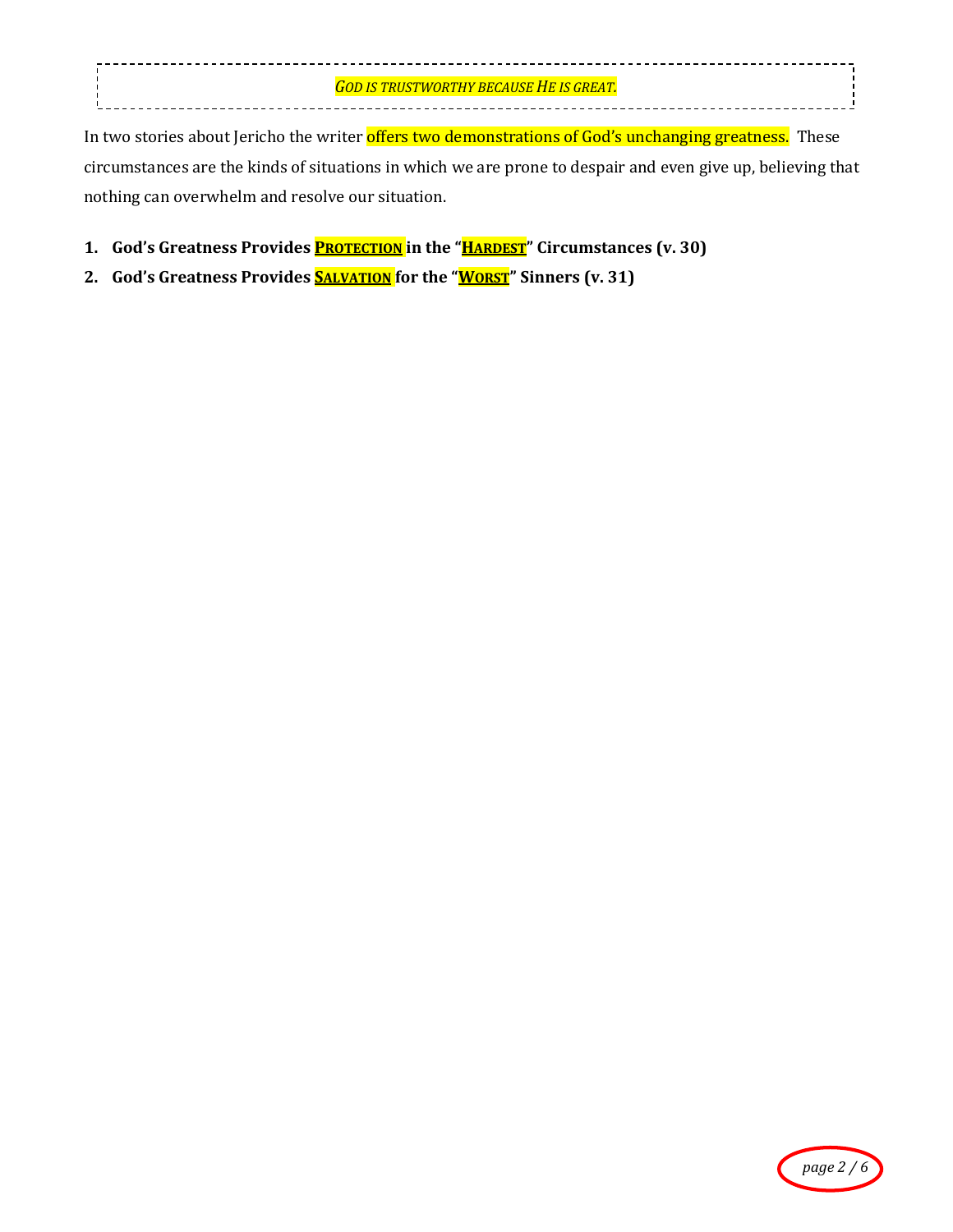*GOD IS TRUSTWORTHY BECAUSE HE IS GREAT.*

In two stories about Jericho the writer offers two demonstrations of God's unchanging greatness. These circumstances are the kinds of situations in which we are prone to despair and even give up, believing that nothing can overwhelm and resolve our situation.

1. **God's Greatness Provides PROTECTION in the "HARDEST" Circumstances (v. 30)**
2. **God's Greatness Provides SALVATION for the "WORST" Sinners (v. 31)**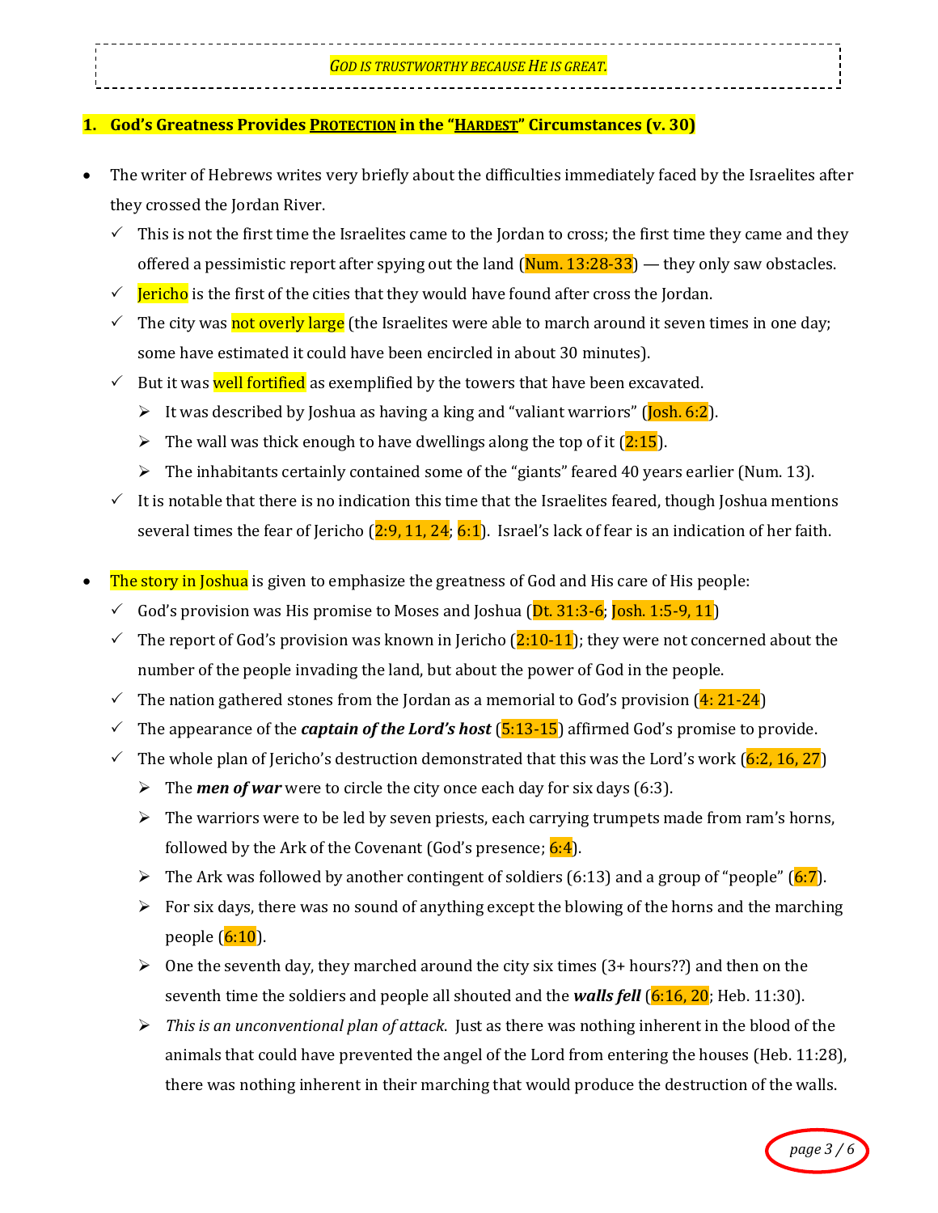*God is trustworthy because He is great.*

## 1. God's Greatness Provides <u>Protection</u> in the "<u>Hardest</u>" Circumstances (v. 30)

- The writer of Hebrews writes very briefly about the difficulties immediately faced by the Israelites after they crossed the Jordan River.
  - ✓ This is not the first time the Israelites came to the Jordan to cross; the first time they came and they offered a pessimistic report after spying out the land (Num. 13:28-33) — they only saw obstacles.
  - ✓ Jericho is the first of the cities that they would have found after cross the Jordan.
  - ✓ The city was not overly large (the Israelites were able to march around it seven times in one day; some have estimated it could have been encircled in about 30 minutes).
  - ✓ But it was well fortified as exemplified by the towers that have been excavated.
    - ➢ It was described by Joshua as having a king and "valiant warriors" (Josh. 6:2).
    - ➢ The wall was thick enough to have dwellings along the top of it (2:15).
    - ➢ The inhabitants certainly contained some of the "giants" feared 40 years earlier (Num. 13).
  - ✓ It is notable that there is no indication this time that the Israelites feared, though Joshua mentions several times the fear of Jericho (2:9, 11, 24; 6:1). Israel's lack of fear is an indication of her faith.

- The story in Joshua is given to emphasize the greatness of God and His care of His people:
  - ✓ God's provision was His promise to Moses and Joshua (Dt. 31:3-6; Josh. 1:5-9, 11)
  - ✓ The report of God's provision was known in Jericho (2:10-11); they were not concerned about the number of the people invading the land, but about the power of God in the people.
  - ✓ The nation gathered stones from the Jordan as a memorial to God's provision (4: 21-24)
  - ✓ The appearance of the ***captain of the Lord's host*** (5:13-15) affirmed God's promise to provide.
  - ✓ The whole plan of Jericho's destruction demonstrated that this was the Lord's work (6:2, 16, 27)
    - ➢ The ***men of war*** were to circle the city once each day for six days (6:3).
    - ➢ The warriors were to be led by seven priests, each carrying trumpets made from ram's horns, followed by the Ark of the Covenant (God's presence; 6:4).
    - ➢ The Ark was followed by another contingent of soldiers (6:13) and a group of "people" (6:7).
    - ➢ For six days, there was no sound of anything except the blowing of the horns and the marching people (6:10).
    - ➢ One the seventh day, they marched around the city six times (3+ hours??) and then on the seventh time the soldiers and people all shouted and the ***walls fell*** (6:16, 20; Heb. 11:30).
    - ➢ *This is an unconventional plan of attack*. Just as there was nothing inherent in the blood of the animals that could have prevented the angel of the Lord from entering the houses (Heb. 11:28), there was nothing inherent in their marching that would produce the destruction of the walls.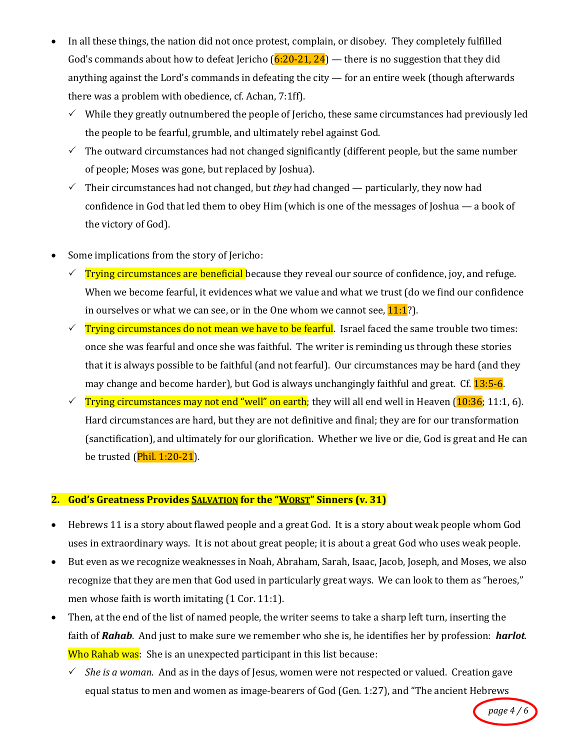- In all these things, the nation did not once protest, complain, or disobey. They completely fulfilled God's commands about how to defeat Jericho (6:20-21, 24) — there is no suggestion that they did anything against the Lord's commands in defeating the city — for an entire week (though afterwards there was a problem with obedience, cf. Achan, 7:1ff).
  - ✓ While they greatly outnumbered the people of Jericho, these same circumstances had previously led the people to be fearful, grumble, and ultimately rebel against God.
  - ✓ The outward circumstances had not changed significantly (different people, but the same number of people; Moses was gone, but replaced by Joshua).
  - ✓ Their circumstances had not changed, but *they* had changed — particularly, they now had confidence in God that led them to obey Him (which is one of the messages of Joshua — a book of the victory of God).

- Some implications from the story of Jericho:
  - ✓ Trying circumstances are beneficial because they reveal our source of confidence, joy, and refuge. When we become fearful, it evidences what we value and what we trust (do we find our confidence in ourselves or what we can see, or in the One whom we cannot see, 11:1?).
  - ✓ Trying circumstances do not mean we have to be fearful. Israel faced the same trouble two times: once she was fearful and once she was faithful. The writer is reminding us through these stories that it is always possible to be faithful (and not fearful). Our circumstances may be hard (and they may change and become harder), but God is always unchangingly faithful and great. Cf. 13:5-6.
  - ✓ Trying circumstances may not end "well" on earth; they will all end well in Heaven (10:36; 11:1, 6). Hard circumstances are hard, but they are not definitive and final; they are for our transformation (sanctification), and ultimately for our glorification. Whether we live or die, God is great and He can be trusted (Phil. 1:20-21).

## 2. God's Greatness Provides SALVATION for the "WORST" Sinners (v. 31)

- Hebrews 11 is a story about flawed people and a great God. It is a story about weak people whom God uses in extraordinary ways. It is not about great people; it is about a great God who uses weak people.
- But even as we recognize weaknesses in Noah, Abraham, Sarah, Isaac, Jacob, Joseph, and Moses, we also recognize that they are men that God used in particularly great ways. We can look to them as "heroes," men whose faith is worth imitating (1 Cor. 11:1).
- Then, at the end of the list of named people, the writer seems to take a sharp left turn, inserting the faith of ***Rahab***. And just to make sure we remember who she is, he identifies her by profession: ***harlot***. Who Rahab was: She is an unexpected participant in this list because:
  - ✓ *She is a woman*. And as in the days of Jesus, women were not respected or valued. Creation gave equal status to men and women as image-bearers of God (Gen. 1:27), and "The ancient Hebrews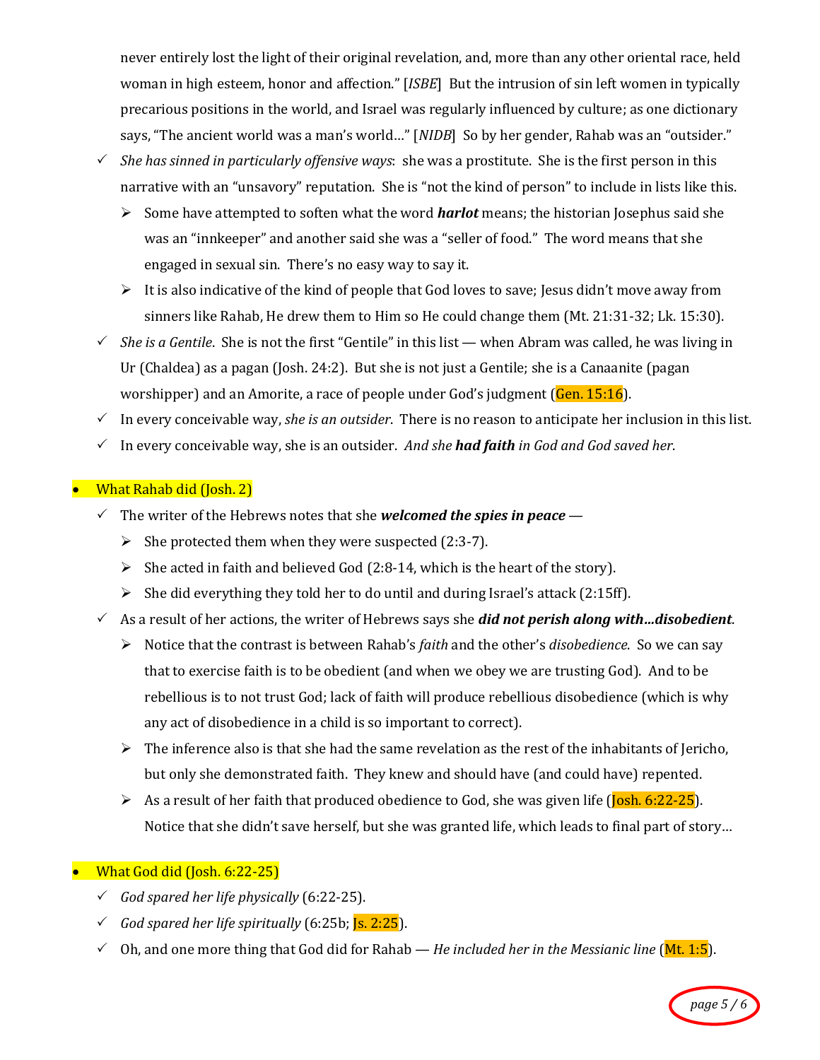never entirely lost the light of their original revelation, and, more than any other oriental race, held woman in high esteem, honor and affection." [*ISBE*] But the intrusion of sin left women in typically precarious positions in the world, and Israel was regularly influenced by culture; as one dictionary says, "The ancient world was a man's world…" [*NIDB*] So by her gender, Rahab was an "outsider."

- ✓ *She has sinned in particularly offensive ways*: she was a prostitute. She is the first person in this narrative with an "unsavory" reputation. She is "not the kind of person" to include in lists like this.
  - ➢ Some have attempted to soften what the word ***harlot*** means; the historian Josephus said she was an "innkeeper" and another said she was a "seller of food." The word means that she engaged in sexual sin. There's no easy way to say it.
  - ➢ It is also indicative of the kind of people that God loves to save; Jesus didn't move away from sinners like Rahab, He drew them to Him so He could change them (Mt. 21:31-32; Lk. 15:30).
- ✓ *She is a Gentile*. She is not the first "Gentile" in this list — when Abram was called, he was living in Ur (Chaldea) as a pagan (Josh. 24:2). But she is not just a Gentile; she is a Canaanite (pagan worshipper) and an Amorite, a race of people under God's judgment (Gen. 15:16).
- ✓ In every conceivable way, *she is an outsider*. There is no reason to anticipate her inclusion in this list.
- ✓ In every conceivable way, she is an outsider. *And she **had faith** in God and God saved her*.

- What Rahab did (Josh. 2)
  - ✓ The writer of the Hebrews notes that she ***welcomed the spies in peace*** —
    - ➢ She protected them when they were suspected (2:3-7).
    - ➢ She acted in faith and believed God (2:8-14, which is the heart of the story).
    - ➢ She did everything they told her to do until and during Israel's attack (2:15ff).
  - ✓ As a result of her actions, the writer of Hebrews says she ***did not perish along with…disobedient***.
    - ➢ Notice that the contrast is between Rahab's *faith* and the other's *disobedience*. So we can say that to exercise faith is to be obedient (and when we obey we are trusting God). And to be rebellious is to not trust God; lack of faith will produce rebellious disobedience (which is why any act of disobedience in a child is so important to correct).
    - ➢ The inference also is that she had the same revelation as the rest of the inhabitants of Jericho, but only she demonstrated faith. They knew and should have (and could have) repented.
    - ➢ As a result of her faith that produced obedience to God, she was given life (Josh. 6:22-25). Notice that she didn't save herself, but she was granted life, which leads to final part of story…

- What God did (Josh. 6:22-25)
  - ✓ *God spared her life physically* (6:22-25).
  - ✓ *God spared her life spiritually* (6:25b; Js. 2:25).
  - ✓ Oh, and one more thing that God did for Rahab — *He included her in the Messianic line* (Mt. 1:5).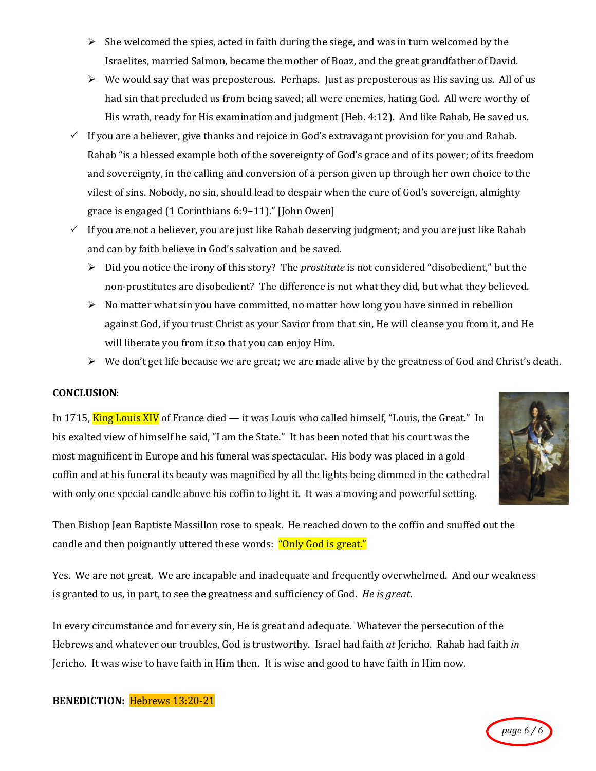- She welcomed the spies, acted in faith during the siege, and was in turn welcomed by the Israelites, married Salmon, became the mother of Boaz, and the great grandfather of David.
- We would say that was preposterous. Perhaps. Just as preposterous as His saving us. All of us had sin that precluded us from being saved; all were enemies, hating God. All were worthy of His wrath, ready for His examination and judgment (Heb. 4:12). And like Rahab, He saved us.

- If you are a believer, give thanks and rejoice in God's extravagant provision for you and Rahab. Rahab "is a blessed example both of the sovereignty of God's grace and of its power; of its freedom and sovereignty, in the calling and conversion of a person given up through her own choice to the vilest of sins. Nobody, no sin, should lead to despair when the cure of God's sovereign, almighty grace is engaged (1 Corinthians 6:9–11)." [John Owen]
- If you are not a believer, you are just like Rahab deserving judgment; and you are just like Rahab and can by faith believe in God's salvation and be saved.
  - Did you notice the irony of this story? The *prostitute* is not considered "disobedient," but the non-prostitutes are disobedient? The difference is not what they did, but what they believed.
  - No matter what sin you have committed, no matter how long you have sinned in rebellion against God, if you trust Christ as your Savior from that sin, He will cleanse you from it, and He will liberate you from it so that you can enjoy Him.
  - We don't get life because we are great; we are made alive by the greatness of God and Christ's death.

**CONCLUSION**:

In 1715, King Louis XIV of France died — it was Louis who called himself, "Louis, the Great." In his exalted view of himself he said, "I am the State." It has been noted that his court was the most magnificent in Europe and his funeral was spectacular. His body was placed in a gold coffin and at his funeral its beauty was magnified by all the lights being dimmed in the cathedral with only one special candle above his coffin to light it. It was a moving and powerful setting.

Then Bishop Jean Baptiste Massillon rose to speak. He reached down to the coffin and snuffed out the candle and then poignantly uttered these words: "Only God is great."

Yes. We are not great. We are incapable and inadequate and frequently overwhelmed. And our weakness is granted to us, in part, to see the greatness and sufficiency of God. *He is great*.

In every circumstance and for every sin, He is great and adequate. Whatever the persecution of the Hebrews and whatever our troubles, God is trustworthy. Israel had faith *at* Jericho. Rahab had faith *in* Jericho. It was wise to have faith in Him then. It is wise and good to have faith in Him now.

**BENEDICTION:** Hebrews 13:20-21